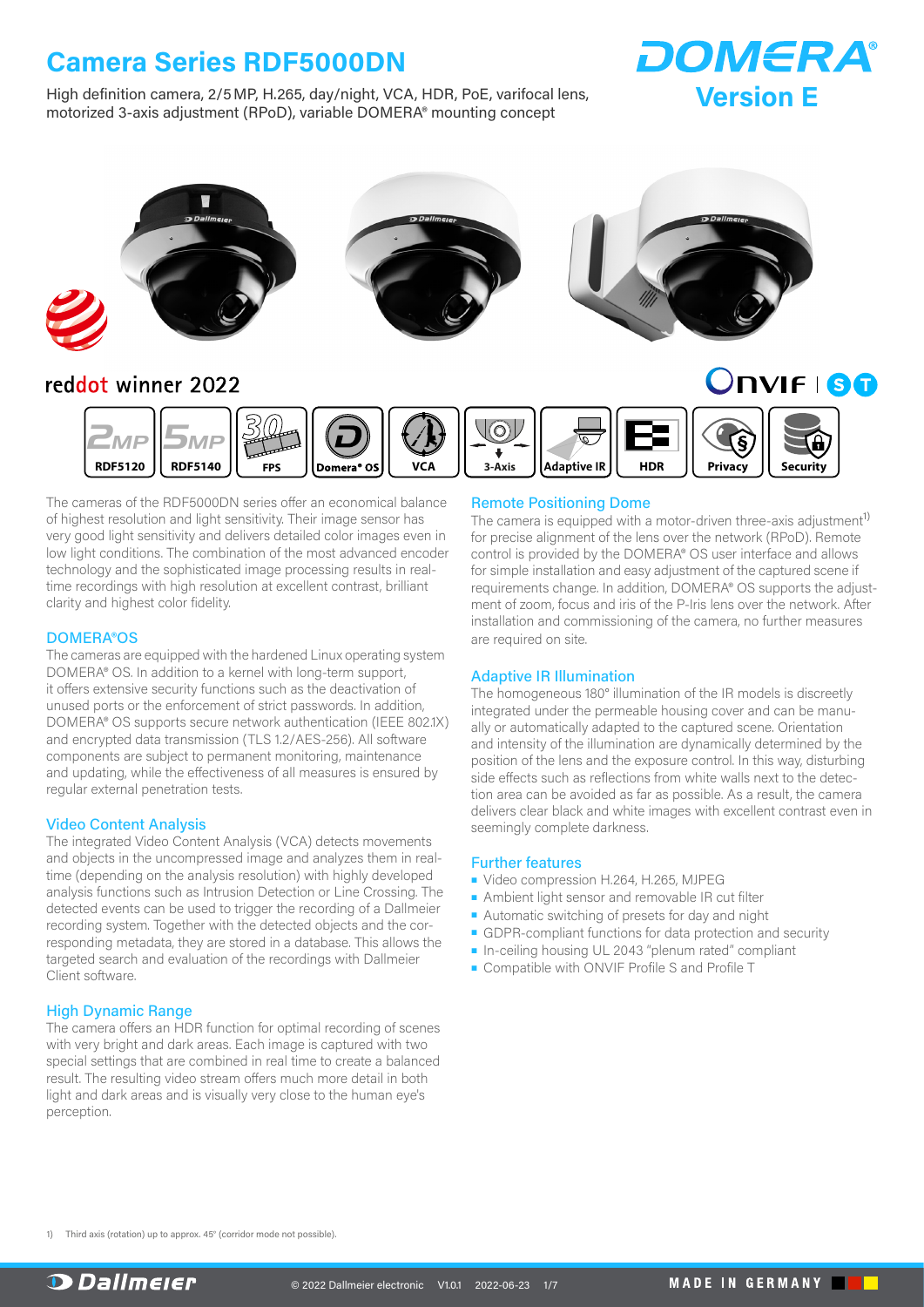# Camera Series RDF5000DN

High definition camera, 2/5 MP, H.265, day/night, VCA, HDR, PoE, varifocal lens, motorized 3-axis adjustment (RPoD), variable DOMERA® mounting concept

DOMERA® Version E

reddot winner 2022

ONVIF | S T

RDF5120 | RDF5140 | FPS | Domera® OS | VCA | 3-Axis | Adaptive IR | HDR | Privacy | Security

The cameras of the RDF5000DN series offer an economical balance of highest resolution and light sensitivity. Their image sensor has very good light sensitivity and delivers detailed color images even in low light conditions. The combination of the most advanced encoder technology and the sophisticated image processing results in real-time recordings with high resolution at excellent contrast, brilliant clarity and highest color fidelity.

## DOMERA®OS

The cameras are equipped with the hardened Linux operating system DOMERA® OS. In addition to a kernel with long-term support, it offers extensive security functions such as the deactivation of unused ports or the enforcement of strict passwords. In addition, DOMERA® OS supports secure network authentication (IEEE 802.1X) and encrypted data transmission (TLS 1.2/AES-256). All software components are subject to permanent monitoring, maintenance and updating, while the effectiveness of all measures is ensured by regular external penetration tests.

## Video Content Analysis

The integrated Video Content Analysis (VCA) detects movements and objects in the uncompressed image and analyzes them in real-time (depending on the analysis resolution) with highly developed analysis functions such as Intrusion Detection or Line Crossing. The detected events can be used to trigger the recording of a Dallmeier recording system. Together with the detected objects and the corresponding metadata, they are stored in a database. This allows the targeted search and evaluation of the recordings with Dallmeier Client software.

## High Dynamic Range

The camera offers an HDR function for optimal recording of scenes with very bright and dark areas. Each image is captured with two special settings that are combined in real time to create a balanced result. The resulting video stream offers much more detail in both light and dark areas and is visually very close to the human eye's perception.

## Remote Positioning Dome

The camera is equipped with a motor-driven three-axis adjustment[1] for precise alignment of the lens over the network (RPoD). Remote control is provided by the DOMERA® OS user interface and allows for simple installation and easy adjustment of the captured scene if requirements change. In addition, DOMERA® OS supports the adjustment of zoom, focus and iris of the P-Iris lens over the network. After installation and commissioning of the camera, no further measures are required on site.

## Adaptive IR Illumination

The homogeneous 180° illumination of the IR models is discreetly integrated under the permeable housing cover and can be manually or automatically adapted to the captured scene. Orientation and intensity of the illumination are dynamically determined by the position of the lens and the exposure control. In this way, disturbing side effects such as reflections from white walls next to the detection area can be avoided as far as possible. As a result, the camera delivers clear black and white images with excellent contrast even in seemingly complete darkness.

## Further features

- Video compression H.264, H.265, MJPEG
- Ambient light sensor and removable IR cut filter
- Automatic switching of presets for day and night
- GDPR-compliant functions for data protection and security
- In-ceiling housing UL 2043 "plenum rated" compliant
- Compatible with ONVIF Profile S and Profile T

1) Third axis (rotation) up to approx. 45° (corridor mode not possible).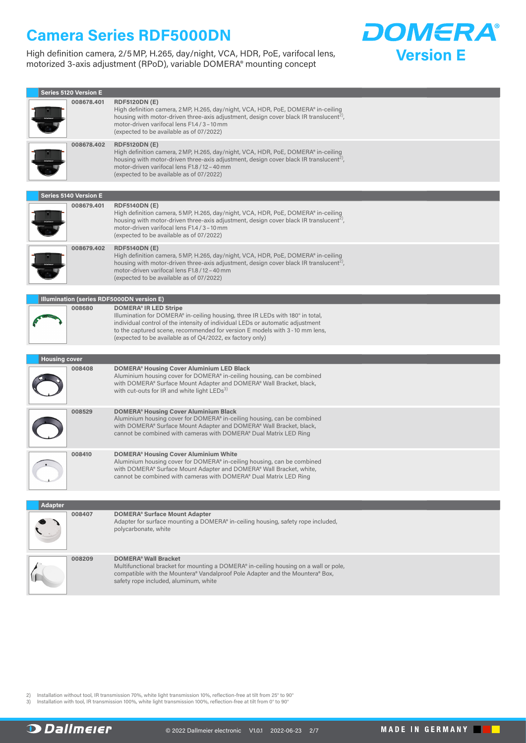# Camera Series RDF5000DN

High definition camera, 2/5 MP, H.265, day/night, VCA, HDR, PoE, varifocal lens, motorized 3-axis adjustment (RPoD), variable DOMERA® mounting concept

**DOMERA® Version E**

### Series 5120 Version E

| | |
|---|---|
| 008678.401 | **RDF5120DN (E)**<br>High definition camera, 2 MP, H.265, day/night, VCA, HDR, PoE, DOMERA® in-ceiling housing with motor-driven three-axis adjustment, design cover black IR translucent[2], motor-driven varifocal lens F1.4 / 3 – 10 mm<br>(expected to be available as of 07/2022) |
| 008678.402 | **RDF5120DN (E)**<br>High definition camera, 2 MP, H.265, day/night, VCA, HDR, PoE, DOMERA® in-ceiling housing with motor-driven three-axis adjustment, design cover black IR translucent[2], motor-driven varifocal lens F1.8 / 12 – 40 mm<br>(expected to be available as of 07/2022) |

### Series 5140 Version E

| | |
|---|---|
| 008679.401 | **RDF5140DN (E)**<br>High definition camera, 5 MP, H.265, day/night, VCA, HDR, PoE, DOMERA® in-ceiling housing with motor-driven three-axis adjustment, design cover black IR translucent[2], motor-driven varifocal lens F1.4 / 3 – 10 mm<br>(expected to be available as of 07/2022) |
| 008679.402 | **RDF5140DN (E)**<br>High definition camera, 5 MP, H.265, day/night, VCA, HDR, PoE, DOMERA® in-ceiling housing with motor-driven three-axis adjustment, design cover black IR translucent[2], motor-driven varifocal lens F1.8 / 12 – 40 mm<br>(expected to be available as of 07/2022) |

### Illumination (series RDF5000DN version E)

| | |
|---|---|
| 008680 | **DOMERA® IR LED Stripe**<br>Illumination for DOMERA® in-ceiling housing, three IR LEDs with 180° in total, individual control of the intensity of individual LEDs or automatic adjustment to the captured scene, recommended for version E models with 3 - 10 mm lens, (expected to be available as of Q4/2022, ex factory only) |

### Housing cover

| | |
|---|---|
| 008408 | **DOMERA® Housing Cover Aluminium LED Black**<br>Aluminium housing cover for DOMERA® in-ceiling housing, can be combined with DOMERA® Surface Mount Adapter and DOMERA® Wall Bracket, black, with cut-outs for IR and white light LEDs[3] |
| 008529 | **DOMERA® Housing Cover Aluminium Black**<br>Aluminium housing cover for DOMERA® in-ceiling housing, can be combined with DOMERA® Surface Mount Adapter and DOMERA® Wall Bracket, black, cannot be combined with cameras with DOMERA® Dual Matrix LED Ring |
| 008410 | **DOMERA® Housing Cover Aluminium White**<br>Aluminium housing cover for DOMERA® in-ceiling housing, can be combined with DOMERA® Surface Mount Adapter and DOMERA® Wall Bracket, white, cannot be combined with cameras with DOMERA® Dual Matrix LED Ring |

### Adapter

| | |
|---|---|
| 008407 | **DOMERA® Surface Mount Adapter**<br>Adapter for surface mounting a DOMERA® in-ceiling housing, safety rope included, polycarbonate, white |
| 008209 | **DOMERA® Wall Bracket**<br>Multifunctional bracket for mounting a DOMERA® in-ceiling housing on a wall or pole, compatible with the Mountera® Vandalproof Pole Adapter and the Mountera® Box, safety rope included, aluminum, white |

2) Installation without tool, IR transmission 70%, white light transmission 10%, reflection-free at tilt from 25° to 90°
3) Installation with tool, IR transmission 100%, white light transmission 100%, reflection-free at tilt from 0° to 90°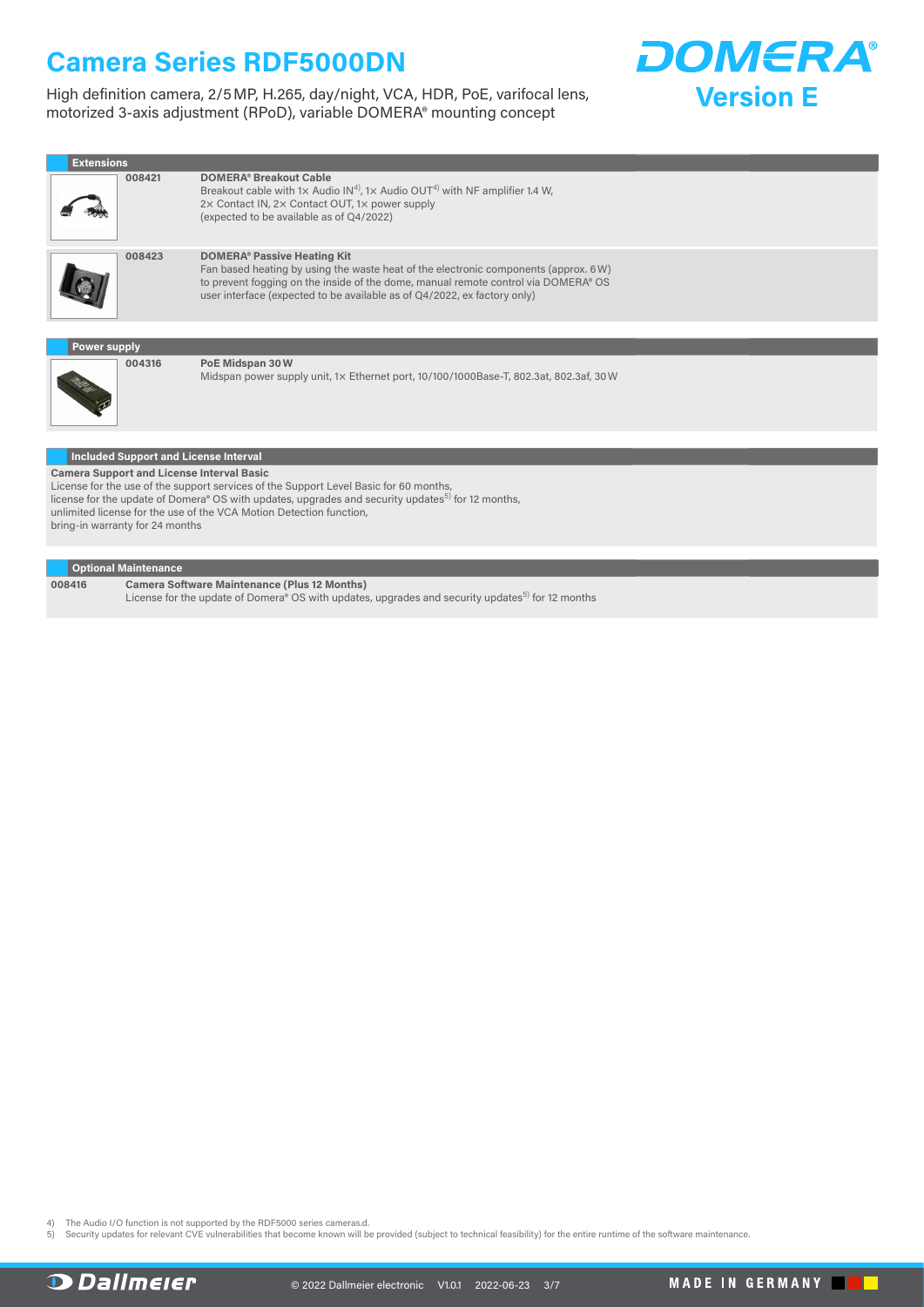# Camera Series RDF5000DN

High definition camera, 2/5 MP, H.265, day/night, VCA, HDR, PoE, varifocal lens, motorized 3-axis adjustment (RPoD), variable DOMERA® mounting concept

**DOMERA® Version E**

## Extensions

**008421** — **DOMERA® Breakout Cable**
Breakout cable with 1× Audio IN[4], 1× Audio OUT[4] with NF amplifier 1.4 W, 2× Contact IN, 2× Contact OUT, 1× power supply
(expected to be available as of Q4/2022)

**008423** — **DOMERA® Passive Heating Kit**
Fan based heating by using the waste heat of the electronic components (approx. 6 W) to prevent fogging on the inside of the dome, manual remote control via DOMERA® OS user interface (expected to be available as of Q4/2022, ex factory only)

## Power supply

**004316** — **PoE Midspan 30 W**
Midspan power supply unit, 1× Ethernet port, 10/100/1000Base-T, 802.3at, 802.3af, 30 W

## Included Support and License Interval

**Camera Support and License Interval Basic**
License for the use of the support services of the Support Level Basic for 60 months,
license for the update of Domera® OS with updates, upgrades and security updates[5] for 12 months,
unlimited license for the use of the VCA Motion Detection function,
bring-in warranty for 24 months

## Optional Maintenance

**008416** — **Camera Software Maintenance (Plus 12 Months)**
License for the update of Domera® OS with updates, upgrades and security updates[5] for 12 months

4) The Audio I/O function is not supported by the RDF5000 series cameras.d.
5) Security updates for relevant CVE vulnerabilities that become known will be provided (subject to technical feasibility) for the entire runtime of the software maintenance.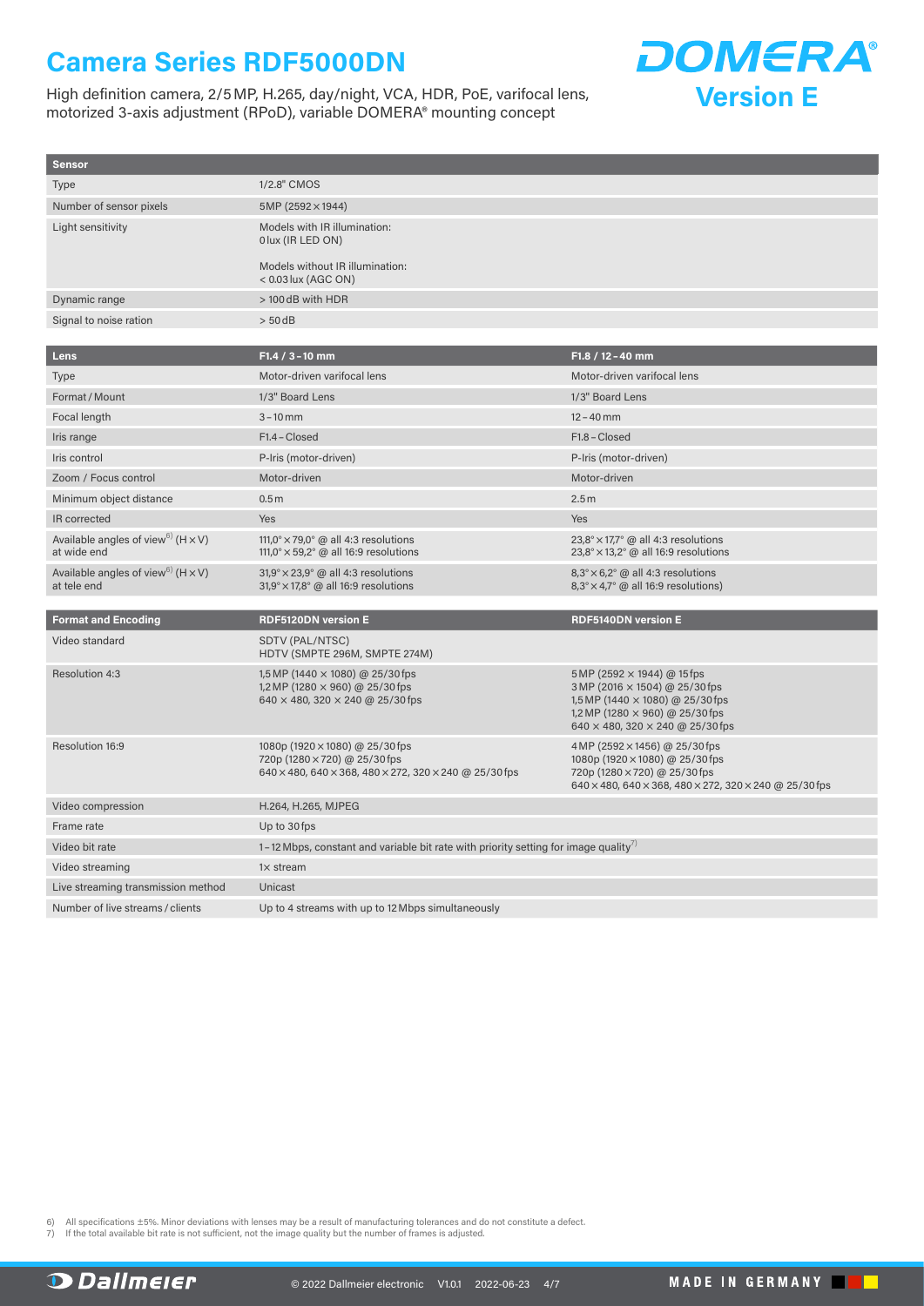# Camera Series RDF5000DN

High definition camera, 2/5 MP, H.265, day/night, VCA, HDR, PoE, varifocal lens, motorized 3-axis adjustment (RPoD), variable DOMERA® mounting concept

**DOMERA® Version E**

| Sensor | |
|---|---|
| Type | 1/2.8" CMOS |
| Number of sensor pixels | 5MP (2592 × 1944) |
| Light sensitivity | Models with IR illumination: 0 lux (IR LED ON)<br><br>Models without IR illumination: < 0.03 lux (AGC ON) |
| Dynamic range | > 100 dB with HDR |
| Signal to noise ration | > 50 dB |

| Lens | F1.4 / 3 – 10 mm | F1.8 / 12 – 40 mm |
|---|---|---|
| Type | Motor-driven varifocal lens | Motor-driven varifocal lens |
| Format / Mount | 1/3" Board Lens | 1/3" Board Lens |
| Focal length | 3 – 10 mm | 12 – 40 mm |
| Iris range | F1.4 – Closed | F1.8 – Closed |
| Iris control | P-Iris (motor-driven) | P-Iris (motor-driven) |
| Zoom / Focus control | Motor-driven | Motor-driven |
| Minimum object distance | 0.5 m | 2.5 m |
| IR corrected | Yes | Yes |
| Available angles of view[6] (H × V) at wide end | 111,0° × 79,0° @ all 4:3 resolutions<br>111,0° × 59,2° @ all 16:9 resolutions | 23,8° × 17,7° @ all 4:3 resolutions<br>23,8° × 13,2° @ all 16:9 resolutions |
| Available angles of view[6] (H × V) at tele end | 31,9° × 23,9° @ all 4:3 resolutions<br>31,9° × 17,8° @ all 16:9 resolutions | 8,3° × 6,2° @ all 4:3 resolutions<br>8,3° × 4,7° @ all 16:9 resolutions) |

| Format and Encoding | RDF5120DN version E | RDF5140DN version E |
|---|---|---|
| Video standard | SDTV (PAL/NTSC)<br>HDTV (SMPTE 296M, SMPTE 274M) | |
| Resolution 4:3 | 1,5 MP (1440 × 1080) @ 25/30 fps<br>1,2 MP (1280 × 960) @ 25/30 fps<br>640 × 480, 320 × 240 @ 25/30 fps | 5 MP (2592 × 1944) @ 15 fps<br>3 MP (2016 × 1504) @ 25/30 fps<br>1,5 MP (1440 × 1080) @ 25/30 fps<br>1,2 MP (1280 × 960) @ 25/30 fps<br>640 × 480, 320 × 240 @ 25/30 fps |
| Resolution 16:9 | 1080p (1920 × 1080) @ 25/30 fps<br>720p (1280 × 720) @ 25/30 fps<br>640 × 480, 640 × 368, 480 × 272, 320 × 240 @ 25/30 fps | 4 MP (2592 × 1456) @ 25/30 fps<br>1080p (1920 × 1080) @ 25/30 fps<br>720p (1280 × 720) @ 25/30 fps<br>640 × 480, 640 × 368, 480 × 272, 320 × 240 @ 25/30 fps |
| Video compression | H.264, H.265, MJPEG | |
| Frame rate | Up to 30 fps | |
| Video bit rate | 1 – 12 Mbps, constant and variable bit rate with priority setting for image quality[7] | |
| Video streaming | 1× stream | |
| Live streaming transmission method | Unicast | |
| Number of live streams / clients | Up to 4 streams with up to 12 Mbps simultaneously | |

6) All specifications ±5%. Minor deviations with lenses may be a result of manufacturing tolerances and do not constitute a defect.
7) If the total available bit rate is not sufficient, not the image quality but the number of frames is adjusted.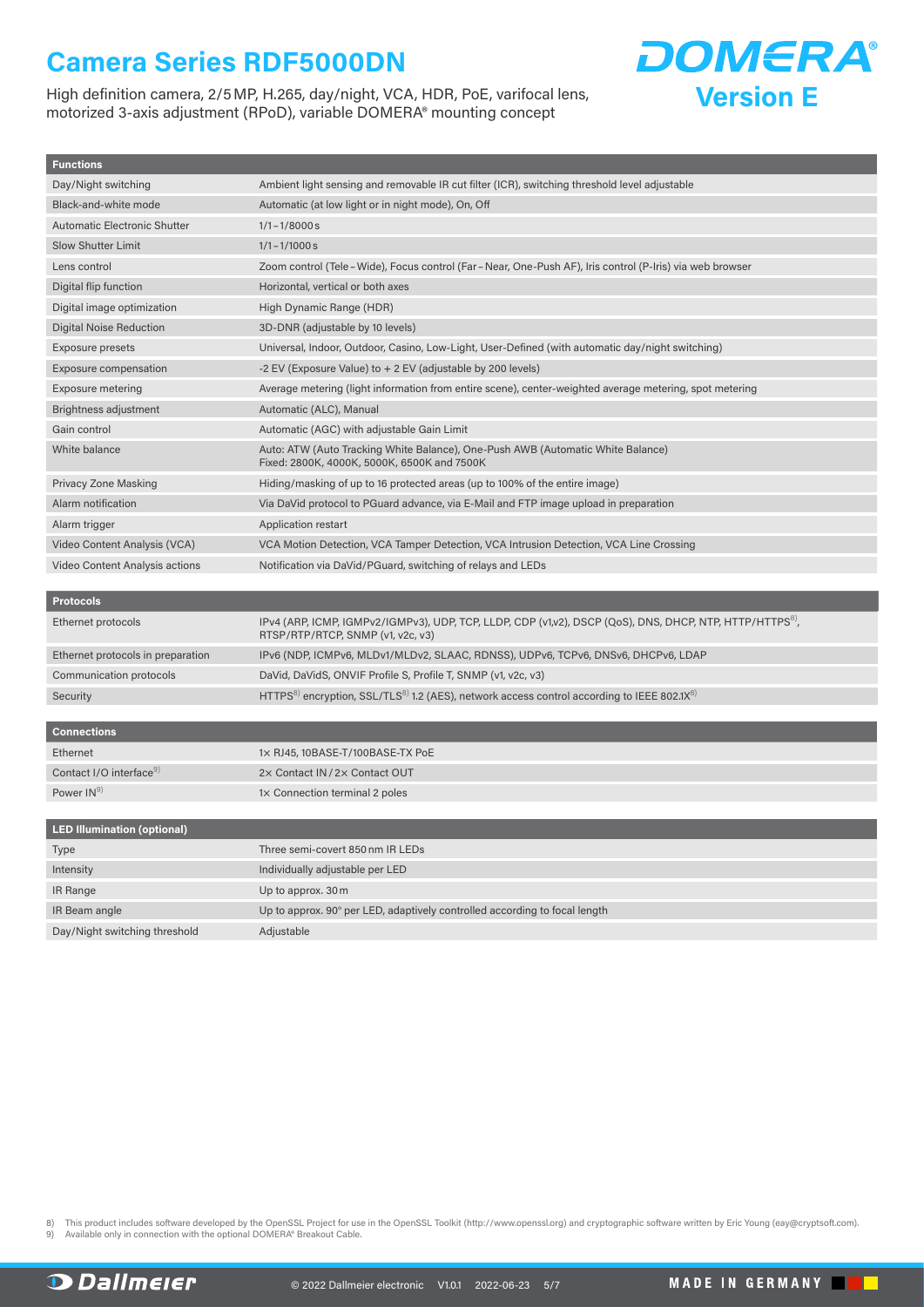# Camera Series RDF5000DN

High definition camera, 2/5 MP, H.265, day/night, VCA, HDR, PoE, varifocal lens, motorized 3-axis adjustment (RPoD), variable DOMERA® mounting concept

**DOMERA®**
**Version E**

| Functions | |
|---|---|
| Day/Night switching | Ambient light sensing and removable IR cut filter (ICR), switching threshold level adjustable |
| Black-and-white mode | Automatic (at low light or in night mode), On, Off |
| Automatic Electronic Shutter | 1/1 – 1/8000 s |
| Slow Shutter Limit | 1/1 – 1/1000 s |
| Lens control | Zoom control (Tele – Wide), Focus control (Far – Near, One-Push AF), Iris control (P-Iris) via web browser |
| Digital flip function | Horizontal, vertical or both axes |
| Digital image optimization | High Dynamic Range (HDR) |
| Digital Noise Reduction | 3D-DNR (adjustable by 10 levels) |
| Exposure presets | Universal, Indoor, Outdoor, Casino, Low-Light, User-Defined (with automatic day/night switching) |
| Exposure compensation | -2 EV (Exposure Value) to + 2 EV (adjustable by 200 levels) |
| Exposure metering | Average metering (light information from entire scene), center-weighted average metering, spot metering |
| Brightness adjustment | Automatic (ALC), Manual |
| Gain control | Automatic (AGC) with adjustable Gain Limit |
| White balance | Auto: ATW (Auto Tracking White Balance), One-Push AWB (Automatic White Balance)<br>Fixed: 2800K, 4000K, 5000K, 6500K and 7500K |
| Privacy Zone Masking | Hiding/masking of up to 16 protected areas (up to 100% of the entire image) |
| Alarm notification | Via DaVid protocol to PGuard advance, via E-Mail and FTP image upload in preparation |
| Alarm trigger | Application restart |
| Video Content Analysis (VCA) | VCA Motion Detection, VCA Tamper Detection, VCA Intrusion Detection, VCA Line Crossing |
| Video Content Analysis actions | Notification via DaVid/PGuard, switching of relays and LEDs |

| Protocols | |
|---|---|
| Ethernet protocols | IPv4 (ARP, ICMP, IGMPv2/IGMPv3), UDP, TCP, LLDP, CDP (v1,v2), DSCP (QoS), DNS, DHCP, NTP, HTTP/HTTPS[8], RTSP/RTP/RTCP, SNMP (v1, v2c, v3) |
| Ethernet protocols in preparation | IPv6 (NDP, ICMPv6, MLDv1/MLDv2, SLAAC, RDNSS), UDPv6, TCPv6, DNSv6, DHCPv6, LDAP |
| Communication protocols | DaVid, DaVidS, ONVIF Profile S, Profile T, SNMP (v1, v2c, v3) |
| Security | HTTPS[8] encryption, SSL/TLS[8] 1.2 (AES), network access control according to IEEE 802.1X[8] |

| Connections | |
|---|---|
| Ethernet | 1× RJ45, 10BASE-T/100BASE-TX PoE |
| Contact I/O interface[9] | 2× Contact IN / 2× Contact OUT |
| Power IN[9] | 1× Connection terminal 2 poles |

| LED Illumination (optional) | |
|---|---|
| Type | Three semi-covert 850 nm IR LEDs |
| Intensity | Individually adjustable per LED |
| IR Range | Up to approx. 30 m |
| IR Beam angle | Up to approx. 90° per LED, adaptively controlled according to focal length |
| Day/Night switching threshold | Adjustable |

8) This product includes software developed by the OpenSSL Project for use in the OpenSSL Toolkit (http://www.openssl.org) and cryptographic software written by Eric Young (eay@cryptsoft.com).
9) Available only in connection with the optional DOMERA® Breakout Cable.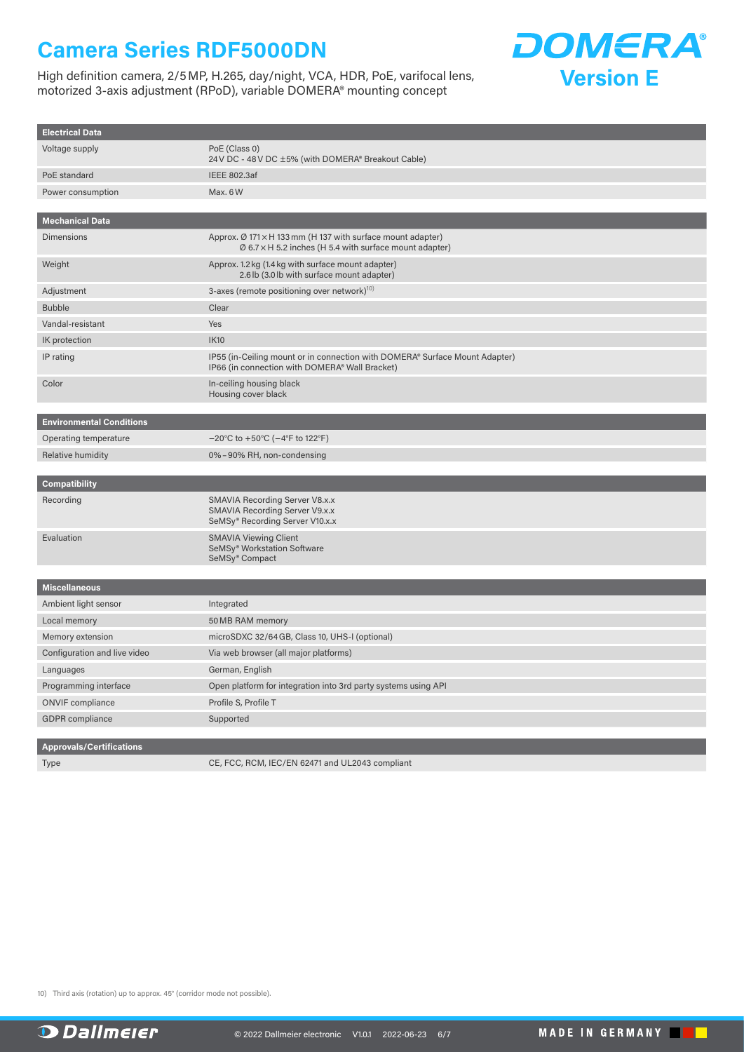# Camera Series RDF5000DN

High definition camera, 2/5 MP, H.265, day/night, VCA, HDR, PoE, varifocal lens, motorized 3-axis adjustment (RPoD), variable DOMERA® mounting concept

**DOMERA® Version E**

| Electrical Data | |
|---|---|
| Voltage supply | PoE (Class 0)<br>24 V DC - 48 V DC ±5% (with DOMERA® Breakout Cable) |
| PoE standard | IEEE 802.3af |
| Power consumption | Max. 6 W |

| Mechanical Data | |
|---|---|
| Dimensions | Approx. Ø 171 × H 133 mm (H 137 with surface mount adapter)<br>Ø 6.7 × H 5.2 inches (H 5.4 with surface mount adapter) |
| Weight | Approx. 1.2 kg (1.4 kg with surface mount adapter)<br>2.6 lb (3.0 lb with surface mount adapter) |
| Adjustment | 3-axes (remote positioning over network)[10] |
| Bubble | Clear |
| Vandal-resistant | Yes |
| IK protection | IK10 |
| IP rating | IP55 (in-Ceiling mount or in connection with DOMERA® Surface Mount Adapter)<br>IP66 (in connection with DOMERA® Wall Bracket) |
| Color | In-ceiling housing black<br>Housing cover black |

| Environmental Conditions | |
|---|---|
| Operating temperature | −20°C to +50°C (−4°F to 122°F) |
| Relative humidity | 0%–90% RH, non-condensing |

| Compatibility | |
|---|---|
| Recording | SMAVIA Recording Server V8.x.x<br>SMAVIA Recording Server V9.x.x<br>SeMSy® Recording Server V10.x.x |
| Evaluation | SMAVIA Viewing Client<br>SeMSy® Workstation Software<br>SeMSy® Compact |

| Miscellaneous | |
|---|---|
| Ambient light sensor | Integrated |
| Local memory | 50 MB RAM memory |
| Memory extension | microSDXC 32/64 GB, Class 10, UHS-I (optional) |
| Configuration and live video | Via web browser (all major platforms) |
| Languages | German, English |
| Programming interface | Open platform for integration into 3rd party systems using API |
| ONVIF compliance | Profile S, Profile T |
| GDPR compliance | Supported |

| Approvals/Certifications | |
|---|---|
| Type | CE, FCC, RCM, IEC/EN 62471 and UL2043 compliant |

10) Third axis (rotation) up to approx. 45° (corridor mode not possible).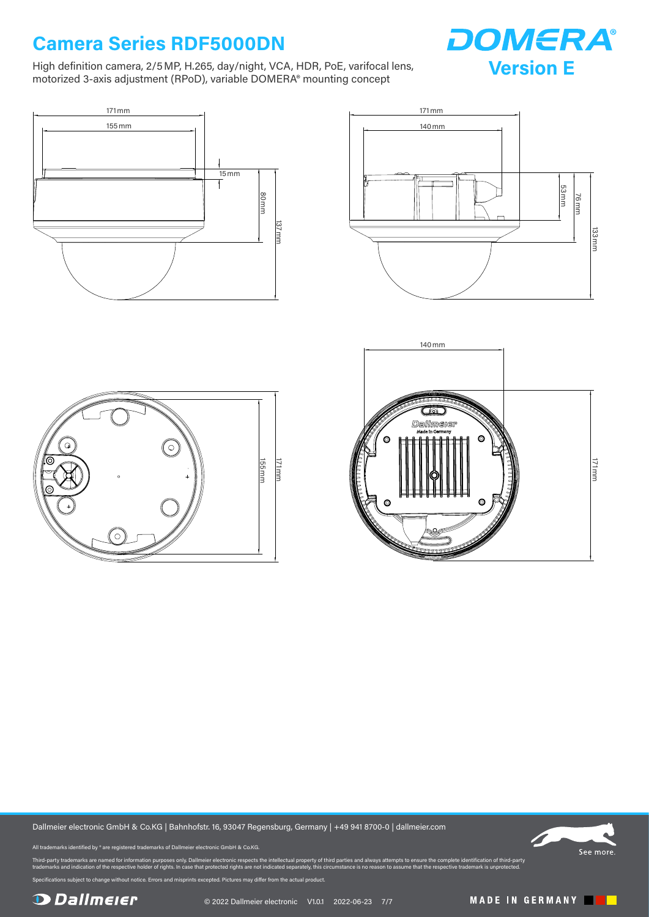# Camera Series RDF5000DN

High definition camera, 2/5 MP, H.265, day/night, VCA, HDR, PoE, varifocal lens, motorized 3-axis adjustment (RPoD), variable DOMERA® mounting concept

**DOMERA®**
**Version E**

171 mm
155 mm
15 mm
80 mm
137 mm

171 mm
140 mm
53 mm
76 mm
133 mm

155 mm
171 mm

140 mm
171 mm

Dallmeier electronic GmbH & Co.KG | Bahnhofstr. 16, 93047 Regensburg, Germany | +49 941 8700-0 | dallmeier.com

All trademarks identified by ® are registered trademarks of Dallmeier electronic GmbH & Co.KG.

Third-party trademarks are named for information purposes only. Dallmeier electronic respects the intellectual property of third parties and always attempts to ensure the complete identification of third-party trademarks and indication of the respective holder of rights. In case that protected rights are not indicated separately, this circumstance is no reason to assume that the respective trademark is unprotected.

Specifications subject to change without notice. Errors and misprints excepted. Pictures may differ from the actual product.

See more.

© 2022 Dallmeier electronic V1.0.1 2022-06-23

MADE IN GERMANY